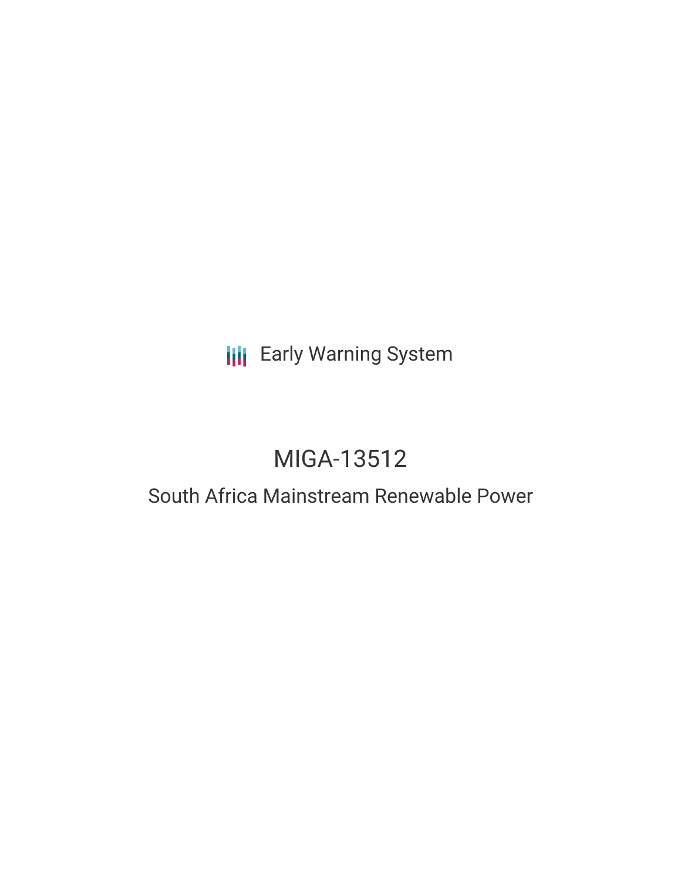Early Warning System

# MIGA-13512

## South Africa Mainstream Renewable Power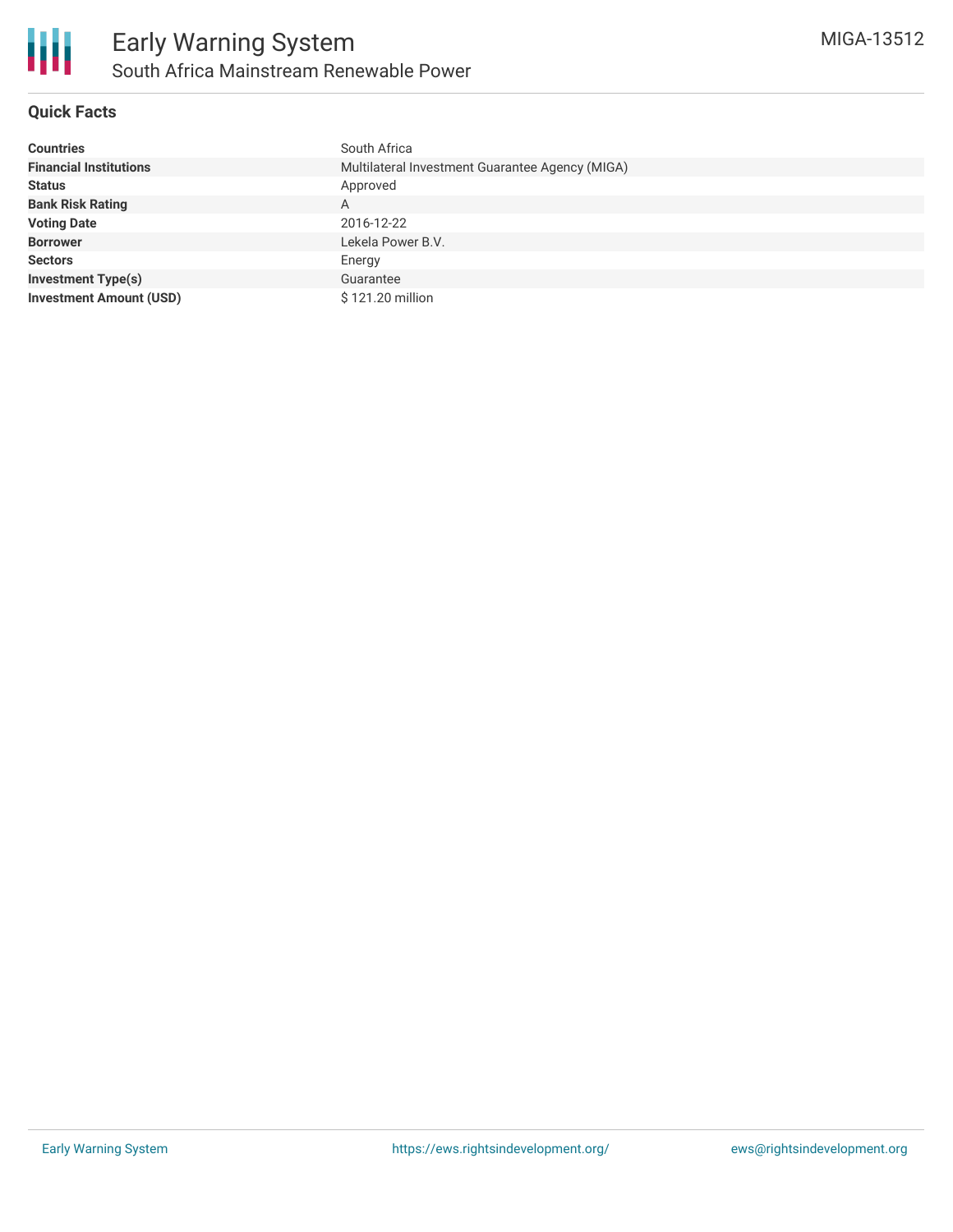# Early Warning System

## South Africa Mainstream Renewable Power

MIGA-13512

### Quick Facts

| | |
|---|---|
| **Countries** | South Africa |
| **Financial Institutions** | Multilateral Investment Guarantee Agency (MIGA) |
| **Status** | Approved |
| **Bank Risk Rating** | A |
| **Voting Date** | 2016-12-22 |
| **Borrower** | Lekela Power B.V. |
| **Sectors** | Energy |
| **Investment Type(s)** | Guarantee |
| **Investment Amount (USD)** | $ 121.20 million |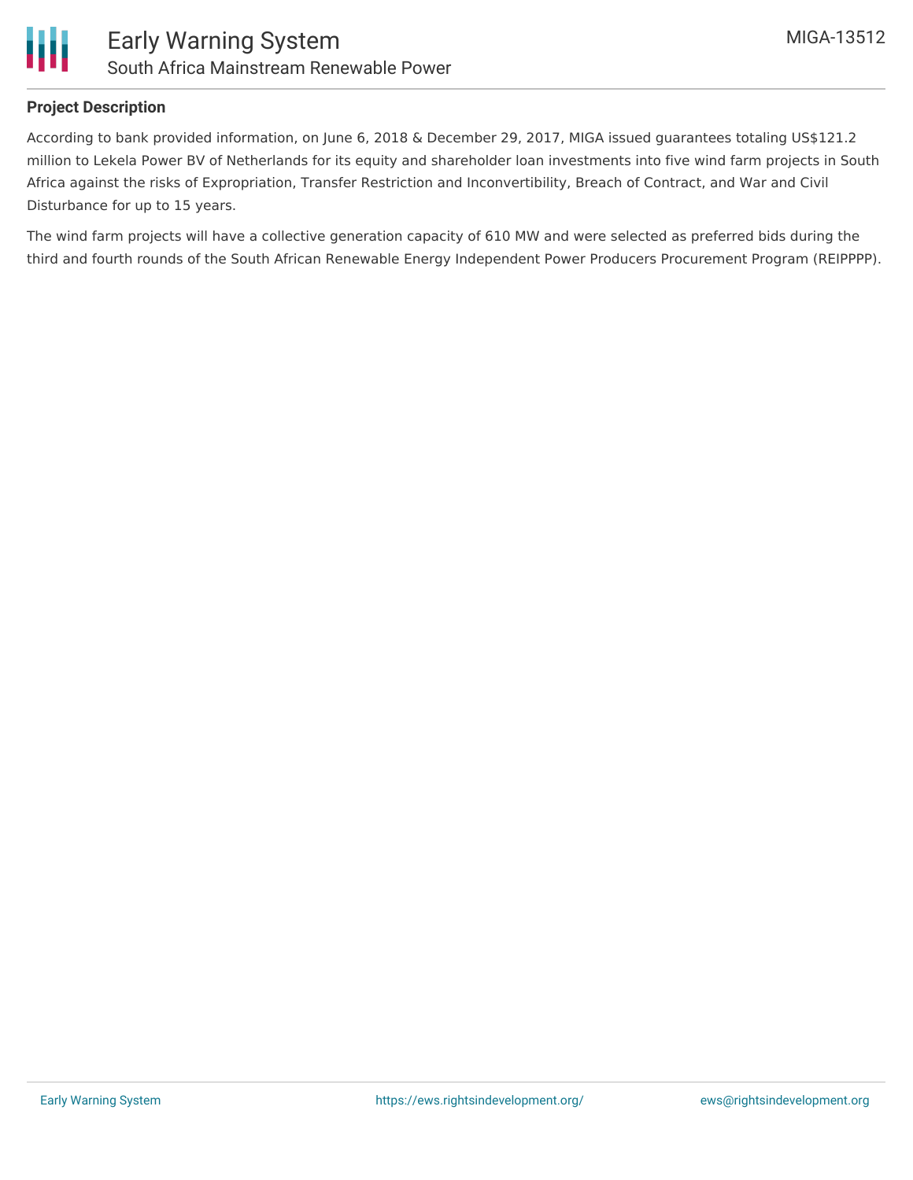## Project Description

According to bank provided information, on June 6, 2018 & December 29, 2017, MIGA issued guarantees totaling US$121.2 million to Lekela Power BV of Netherlands for its equity and shareholder loan investments into five wind farm projects in South Africa against the risks of Expropriation, Transfer Restriction and Inconvertibility, Breach of Contract, and War and Civil Disturbance for up to 15 years.

The wind farm projects will have a collective generation capacity of 610 MW and were selected as preferred bids during the third and fourth rounds of the South African Renewable Energy Independent Power Producers Procurement Program (REIPPPP).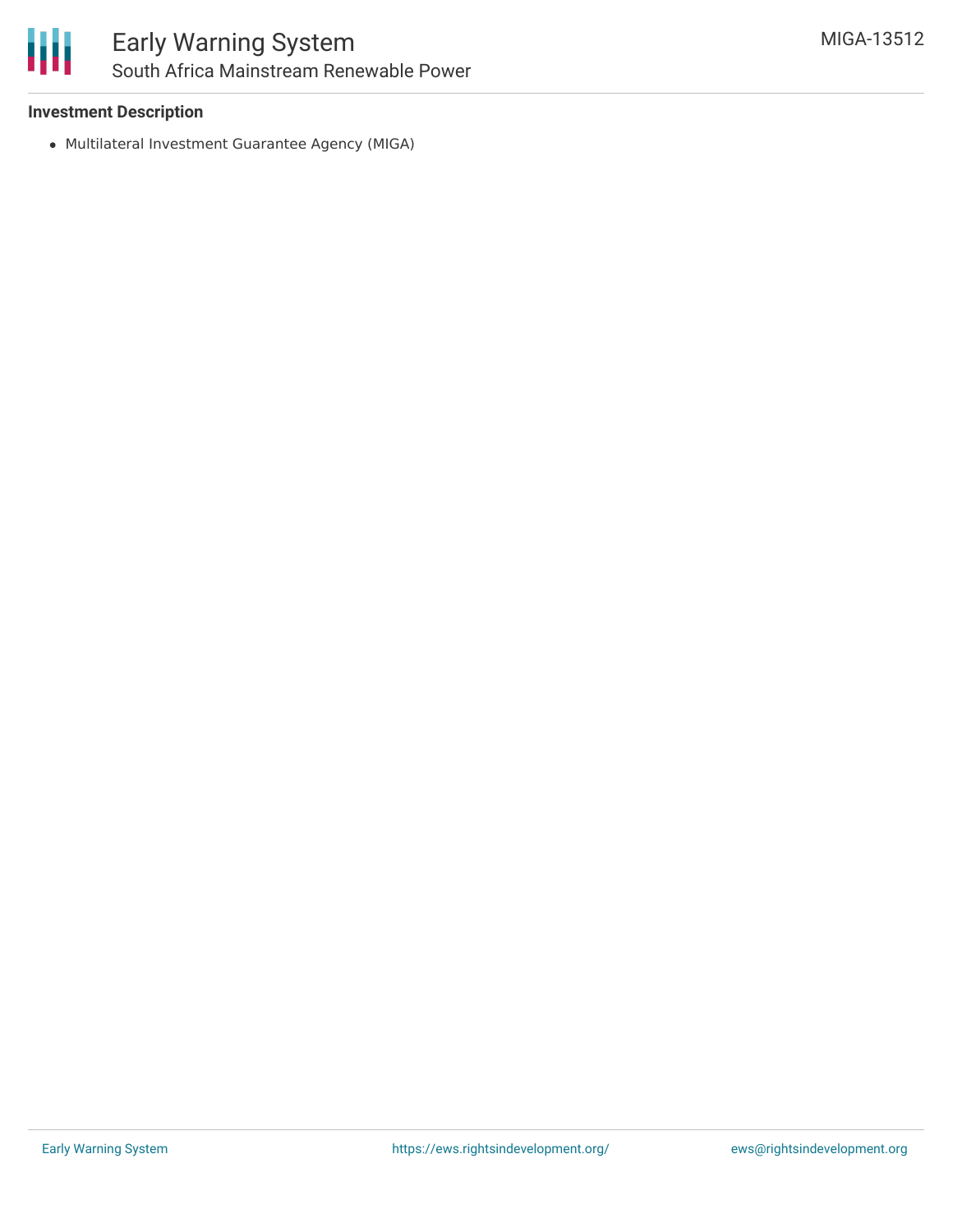### Investment Description

- Multilateral Investment Guarantee Agency (MIGA)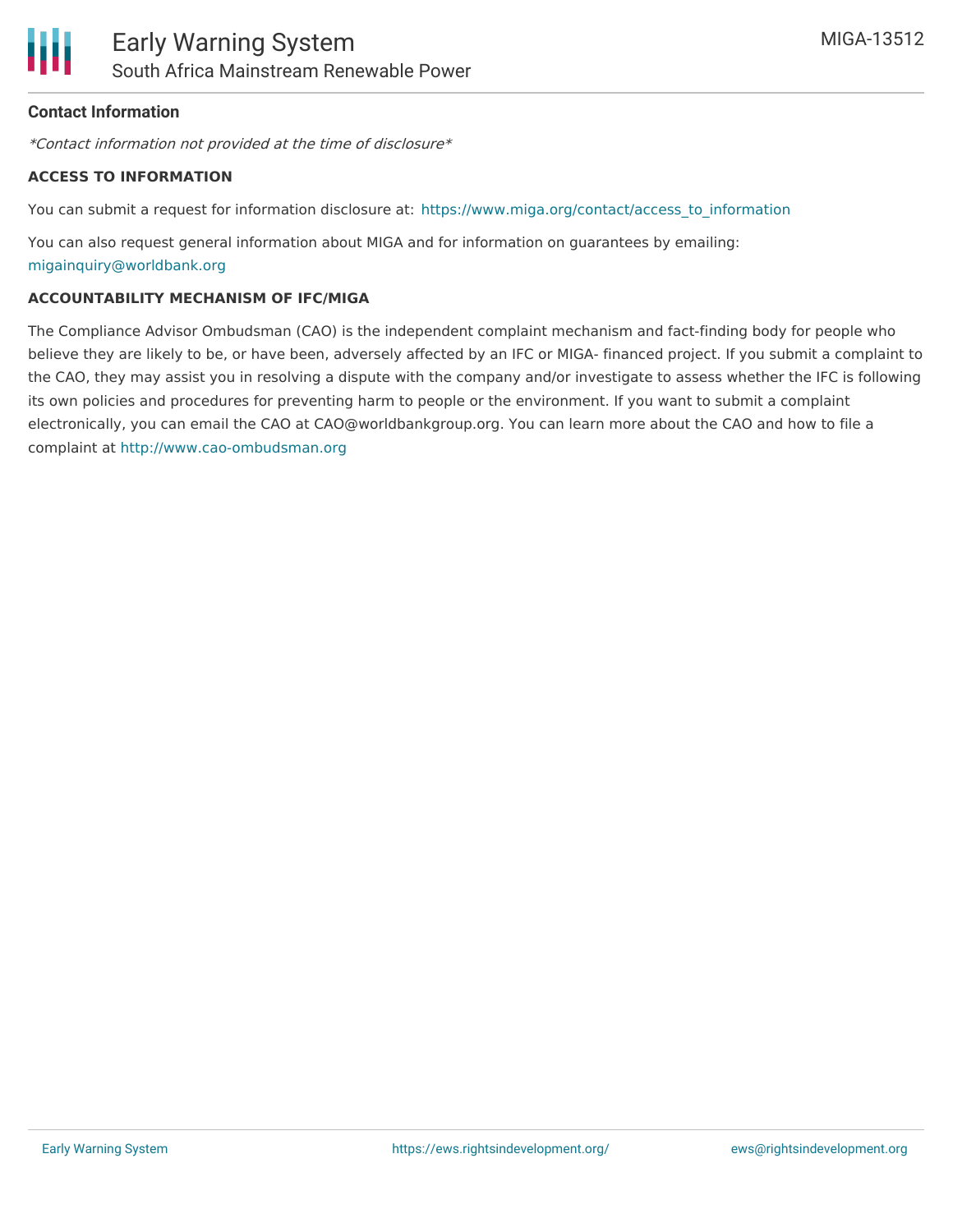**Contact Information**

*Contact information not provided at the time of disclosure*

**ACCESS TO INFORMATION**

You can submit a request for information disclosure at: https://www.miga.org/contact/access_to_information

You can also request general information about MIGA and for information on guarantees by emailing: migainquiry@worldbank.org

**ACCOUNTABILITY MECHANISM OF IFC/MIGA**

The Compliance Advisor Ombudsman (CAO) is the independent complaint mechanism and fact-finding body for people who believe they are likely to be, or have been, adversely affected by an IFC or MIGA- financed project. If you submit a complaint to the CAO, they may assist you in resolving a dispute with the company and/or investigate to assess whether the IFC is following its own policies and procedures for preventing harm to people or the environment. If you want to submit a complaint electronically, you can email the CAO at CAO@worldbankgroup.org. You can learn more about the CAO and how to file a complaint at http://www.cao-ombudsman.org